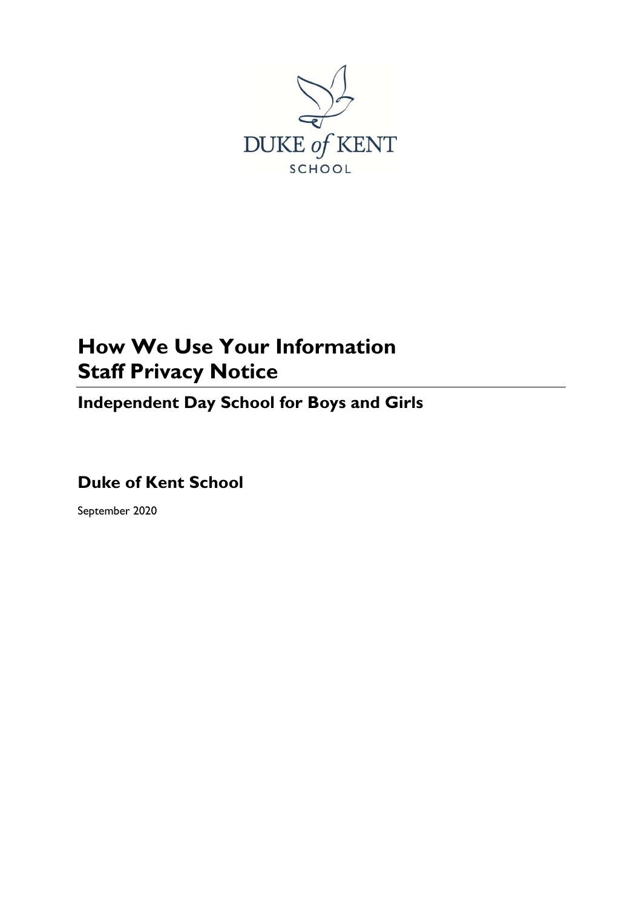DUKE of KENT

SCHOOL

# How We Use Your Information
# Staff Privacy Notice

## Independent Day School for Boys and Girls

## Duke of Kent School

September 2020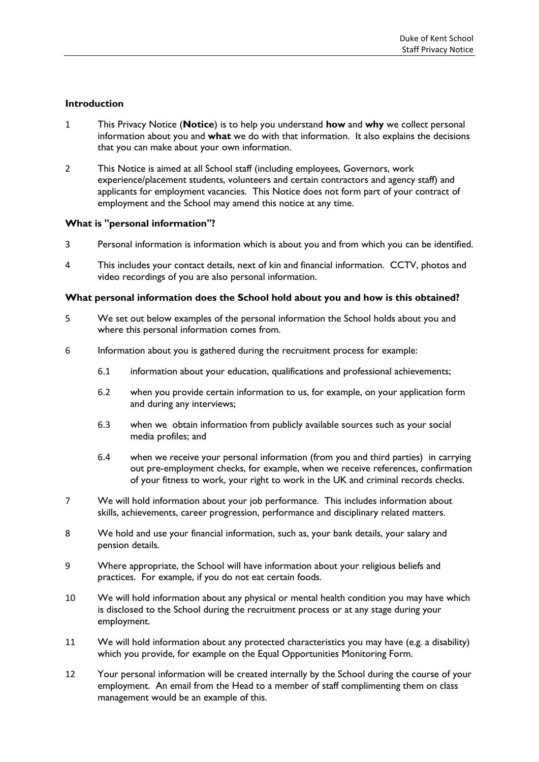## Introduction

1. This Privacy Notice (**Notice**) is to help you understand **how** and **why** we collect personal information about you and **what** we do with that information. It also explains the decisions that you can make about your own information.

2. This Notice is aimed at all School staff (including employees, Governors, work experience/placement students, volunteers and certain contractors and agency staff) and applicants for employment vacancies. This Notice does not form part of your contract of employment and the School may amend this notice at any time.

## What is "personal information"?

3. Personal information is information which is about you and from which you can be identified.

4. This includes your contact details, next of kin and financial information. CCTV, photos and video recordings of you are also personal information.

## What personal information does the School hold about you and how is this obtained?

5. We set out below examples of the personal information the School holds about you and where this personal information comes from.

6. Information about you is gathered during the recruitment process for example:

   6.1 information about your education, qualifications and professional achievements;

   6.2 when you provide certain information to us, for example, on your application form and during any interviews;

   6.3 when we obtain information from publicly available sources such as your social media profiles; and

   6.4 when we receive your personal information (from you and third parties) in carrying out pre-employment checks, for example, when we receive references, confirmation of your fitness to work, your right to work in the UK and criminal records checks.

7. We will hold information about your job performance. This includes information about skills, achievements, career progression, performance and disciplinary related matters.

8. We hold and use your financial information, such as, your bank details, your salary and pension details.

9. Where appropriate, the School will have information about your religious beliefs and practices. For example, if you do not eat certain foods.

10. We will hold information about any physical or mental health condition you may have which is disclosed to the School during the recruitment process or at any stage during your employment.

11. We will hold information about any protected characteristics you may have (e.g. a disability) which you provide, for example on the Equal Opportunities Monitoring Form.

12. Your personal information will be created internally by the School during the course of your employment. An email from the Head to a member of staff complimenting them on class management would be an example of this.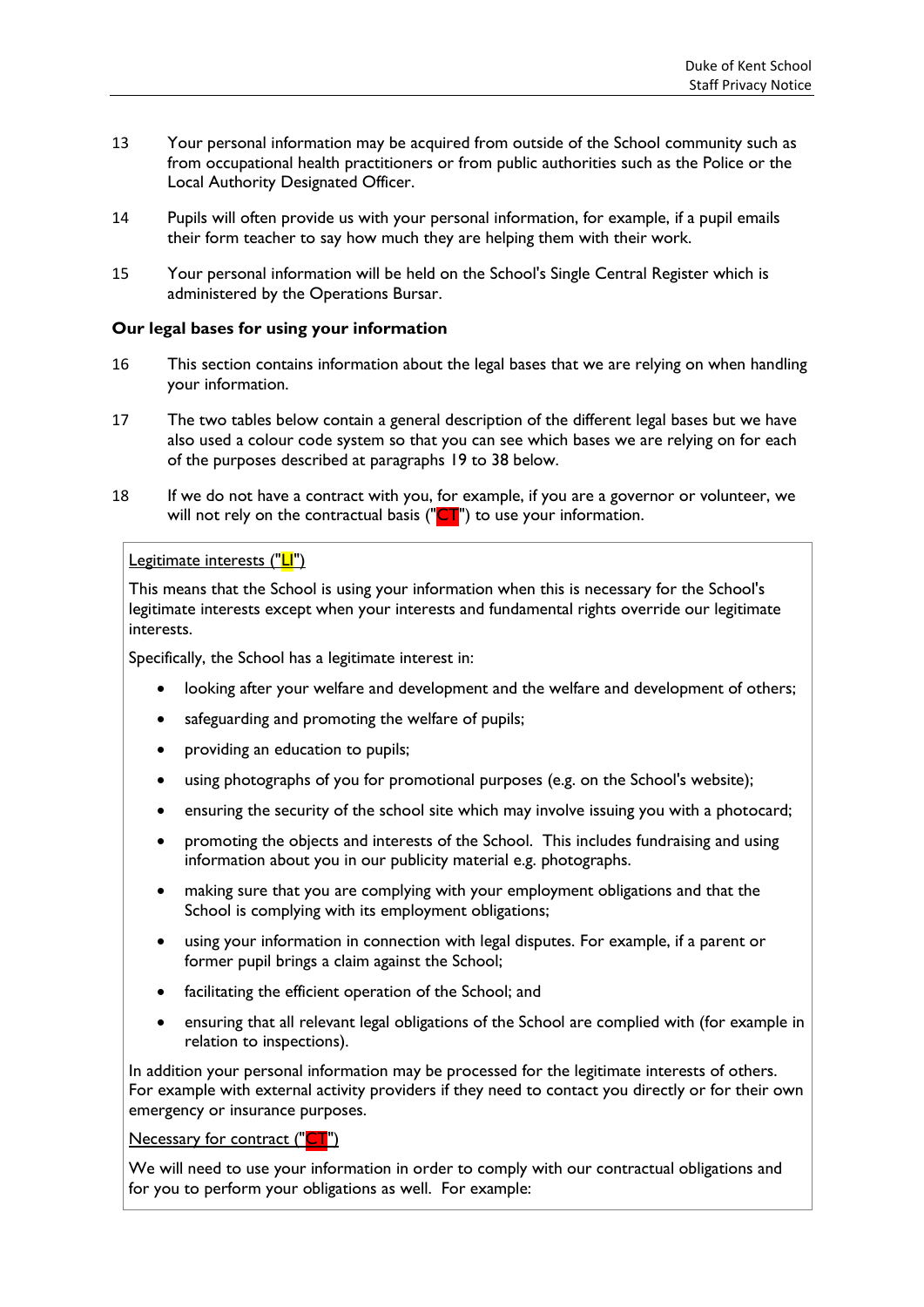13 Your personal information may be acquired from outside of the School community such as from occupational health practitioners or from public authorities such as the Police or the Local Authority Designated Officer.

14 Pupils will often provide us with your personal information, for example, if a pupil emails their form teacher to say how much they are helping them with their work.

15 Your personal information will be held on the School's Single Central Register which is administered by the Operations Bursar.

**Our legal bases for using your information**

16 This section contains information about the legal bases that we are relying on when handling your information.

17 The two tables below contain a general description of the different legal bases but we have also used a colour code system so that you can see which bases we are relying on for each of the purposes described at paragraphs 19 to 38 below.

18 If we do not have a contract with you, for example, if you are a governor or volunteer, we will not rely on the contractual basis ("CT") to use your information.

Legitimate interests ("LI")

This means that the School is using your information when this is necessary for the School's legitimate interests except when your interests and fundamental rights override our legitimate interests.

Specifically, the School has a legitimate interest in:

- looking after your welfare and development and the welfare and development of others;
- safeguarding and promoting the welfare of pupils;
- providing an education to pupils;
- using photographs of you for promotional purposes (e.g. on the School's website);
- ensuring the security of the school site which may involve issuing you with a photocard;
- promoting the objects and interests of the School. This includes fundraising and using information about you in our publicity material e.g. photographs.
- making sure that you are complying with your employment obligations and that the School is complying with its employment obligations;
- using your information in connection with legal disputes. For example, if a parent or former pupil brings a claim against the School;
- facilitating the efficient operation of the School; and
- ensuring that all relevant legal obligations of the School are complied with (for example in relation to inspections).

In addition your personal information may be processed for the legitimate interests of others. For example with external activity providers if they need to contact you directly or for their own emergency or insurance purposes.

Necessary for contract ("CT")

We will need to use your information in order to comply with our contractual obligations and for you to perform your obligations as well. For example: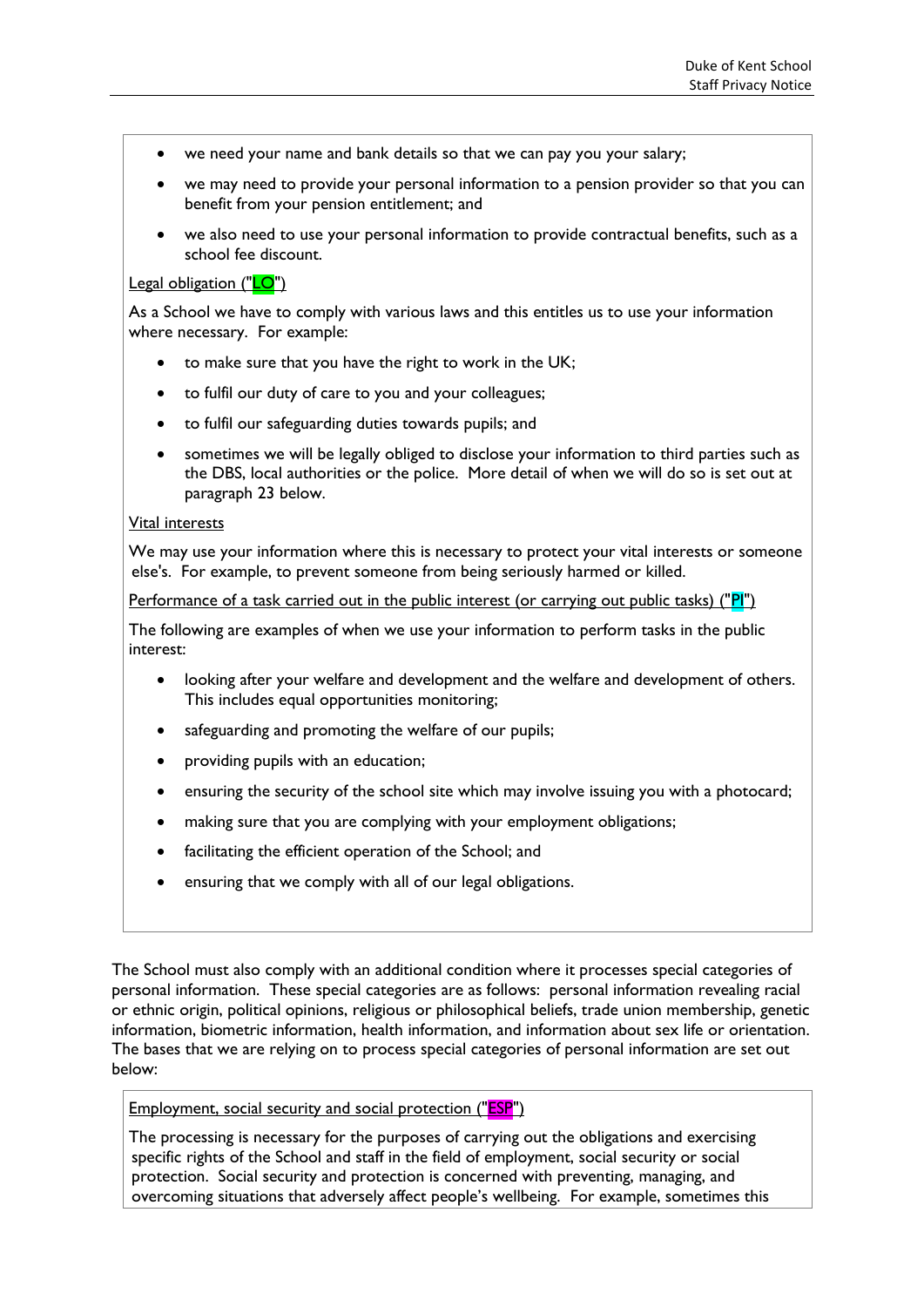- we need your name and bank details so that we can pay you your salary;
- we may need to provide your personal information to a pension provider so that you can benefit from your pension entitlement; and
- we also need to use your personal information to provide contractual benefits, such as a school fee discount.

Legal obligation ("LO")

As a School we have to comply with various laws and this entitles us to use your information where necessary. For example:

- to make sure that you have the right to work in the UK;
- to fulfil our duty of care to you and your colleagues;
- to fulfil our safeguarding duties towards pupils; and
- sometimes we will be legally obliged to disclose your information to third parties such as the DBS, local authorities or the police. More detail of when we will do so is set out at paragraph 23 below.

Vital interests

We may use your information where this is necessary to protect your vital interests or someone else's. For example, to prevent someone from being seriously harmed or killed.

Performance of a task carried out in the public interest (or carrying out public tasks) ("PI")

The following are examples of when we use your information to perform tasks in the public interest:

- looking after your welfare and development and the welfare and development of others. This includes equal opportunities monitoring;
- safeguarding and promoting the welfare of our pupils;
- providing pupils with an education;
- ensuring the security of the school site which may involve issuing you with a photocard;
- making sure that you are complying with your employment obligations;
- facilitating the efficient operation of the School; and
- ensuring that we comply with all of our legal obligations.

The School must also comply with an additional condition where it processes special categories of personal information. These special categories are as follows: personal information revealing racial or ethnic origin, political opinions, religious or philosophical beliefs, trade union membership, genetic information, biometric information, health information, and information about sex life or orientation. The bases that we are relying on to process special categories of personal information are set out below:

Employment, social security and social protection ("ESP")

The processing is necessary for the purposes of carrying out the obligations and exercising specific rights of the School and staff in the field of employment, social security or social protection. Social security and protection is concerned with preventing, managing, and overcoming situations that adversely affect people's wellbeing. For example, sometimes this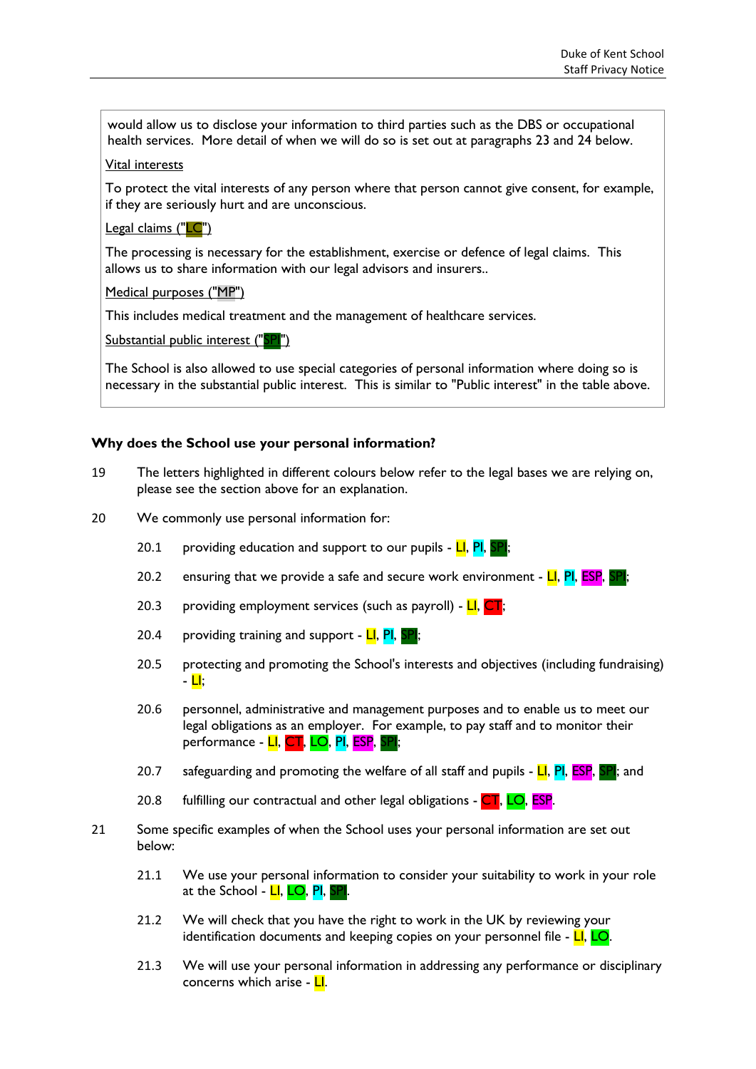would allow us to disclose your information to third parties such as the DBS or occupational health services. More detail of when we will do so is set out at paragraphs 23 and 24 below.

Vital interests

To protect the vital interests of any person where that person cannot give consent, for example, if they are seriously hurt and are unconscious.

Legal claims ("LC")

The processing is necessary for the establishment, exercise or defence of legal claims. This allows us to share information with our legal advisors and insurers..

Medical purposes ("MP")

This includes medical treatment and the management of healthcare services.

Substantial public interest ("SPI")

The School is also allowed to use special categories of personal information where doing so is necessary in the substantial public interest. This is similar to "Public interest" in the table above.

**Why does the School use your personal information?**

19 The letters highlighted in different colours below refer to the legal bases we are relying on, please see the section above for an explanation.

20 We commonly use personal information for:

20.1 providing education and support to our pupils - LI, PI, SPI;

20.2 ensuring that we provide a safe and secure work environment - LI, PI, ESP, SPI;

20.3 providing employment services (such as payroll) - LI, CT;

20.4 providing training and support - LI, PI, SPI;

20.5 protecting and promoting the School's interests and objectives (including fundraising) - LI;

20.6 personnel, administrative and management purposes and to enable us to meet our legal obligations as an employer. For example, to pay staff and to monitor their performance - LI, CT, LO, PI, ESP, SPI;

20.7 safeguarding and promoting the welfare of all staff and pupils - LI, PI, ESP, SPI; and

20.8 fulfilling our contractual and other legal obligations - CT, LO, ESP.

21 Some specific examples of when the School uses your personal information are set out below:

21.1 We use your personal information to consider your suitability to work in your role at the School - LI, LO, PI, SPI.

21.2 We will check that you have the right to work in the UK by reviewing your identification documents and keeping copies on your personnel file - LI, LO.

21.3 We will use your personal information in addressing any performance or disciplinary concerns which arise - LI.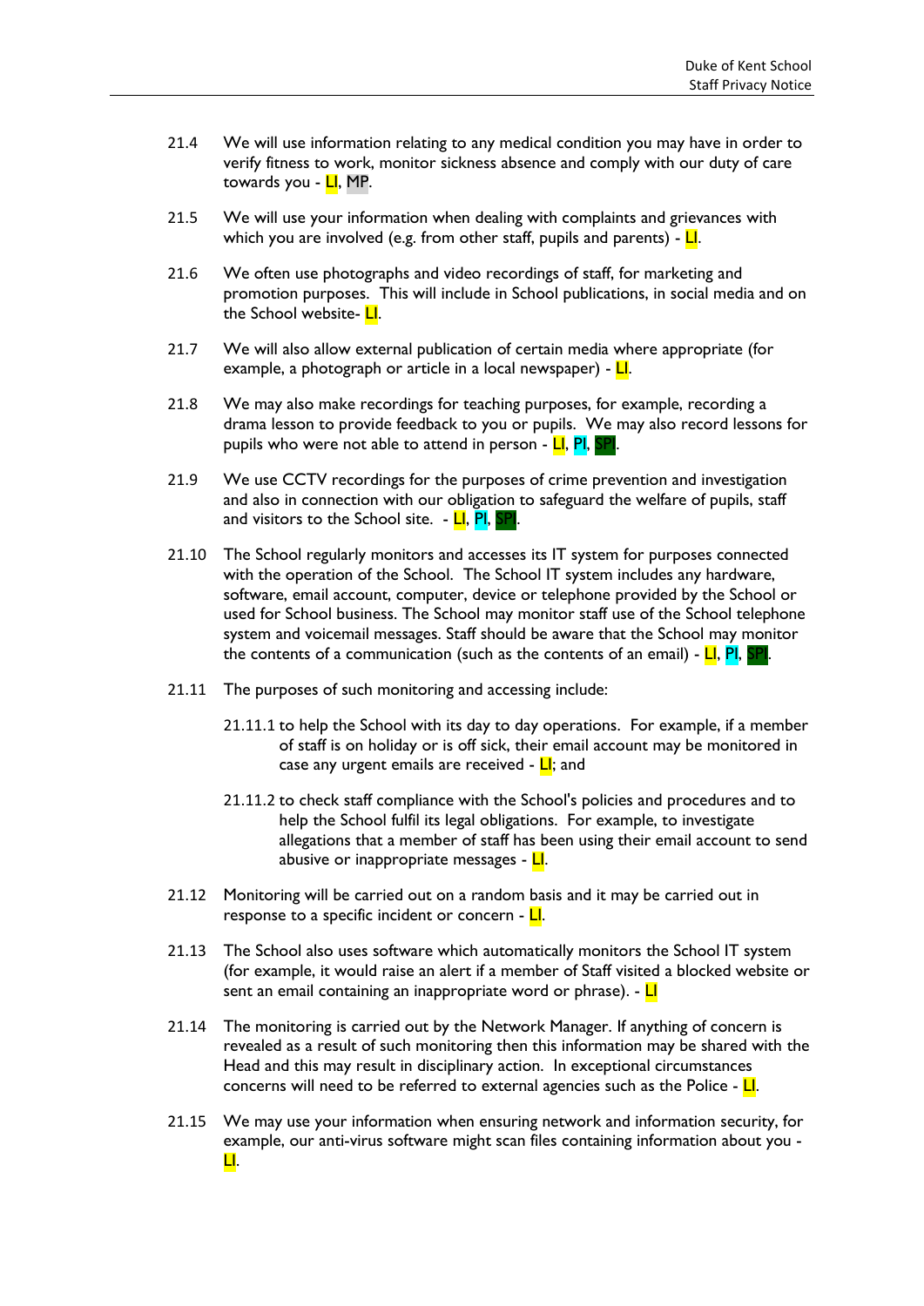21.4 We will use information relating to any medical condition you may have in order to verify fitness to work, monitor sickness absence and comply with our duty of care towards you - LI, MP.

21.5 We will use your information when dealing with complaints and grievances with which you are involved (e.g. from other staff, pupils and parents) - LI.

21.6 We often use photographs and video recordings of staff, for marketing and promotion purposes. This will include in School publications, in social media and on the School website- LI.

21.7 We will also allow external publication of certain media where appropriate (for example, a photograph or article in a local newspaper) - LI.

21.8 We may also make recordings for teaching purposes, for example, recording a drama lesson to provide feedback to you or pupils. We may also record lessons for pupils who were not able to attend in person - LI, PI, SPI.

21.9 We use CCTV recordings for the purposes of crime prevention and investigation and also in connection with our obligation to safeguard the welfare of pupils, staff and visitors to the School site. - LI, PI, SPI.

21.10 The School regularly monitors and accesses its IT system for purposes connected with the operation of the School. The School IT system includes any hardware, software, email account, computer, device or telephone provided by the School or used for School business. The School may monitor staff use of the School telephone system and voicemail messages. Staff should be aware that the School may monitor the contents of a communication (such as the contents of an email) - LI, PI, SPI.

21.11 The purposes of such monitoring and accessing include:

21.11.1 to help the School with its day to day operations. For example, if a member of staff is on holiday or is off sick, their email account may be monitored in case any urgent emails are received - LI; and

21.11.2 to check staff compliance with the School's policies and procedures and to help the School fulfil its legal obligations. For example, to investigate allegations that a member of staff has been using their email account to send abusive or inappropriate messages - LI.

21.12 Monitoring will be carried out on a random basis and it may be carried out in response to a specific incident or concern - LI.

21.13 The School also uses software which automatically monitors the School IT system (for example, it would raise an alert if a member of Staff visited a blocked website or sent an email containing an inappropriate word or phrase). - LI

21.14 The monitoring is carried out by the Network Manager. If anything of concern is revealed as a result of such monitoring then this information may be shared with the Head and this may result in disciplinary action. In exceptional circumstances concerns will need to be referred to external agencies such as the Police - LI.

21.15 We may use your information when ensuring network and information security, for example, our anti-virus software might scan files containing information about you - LI.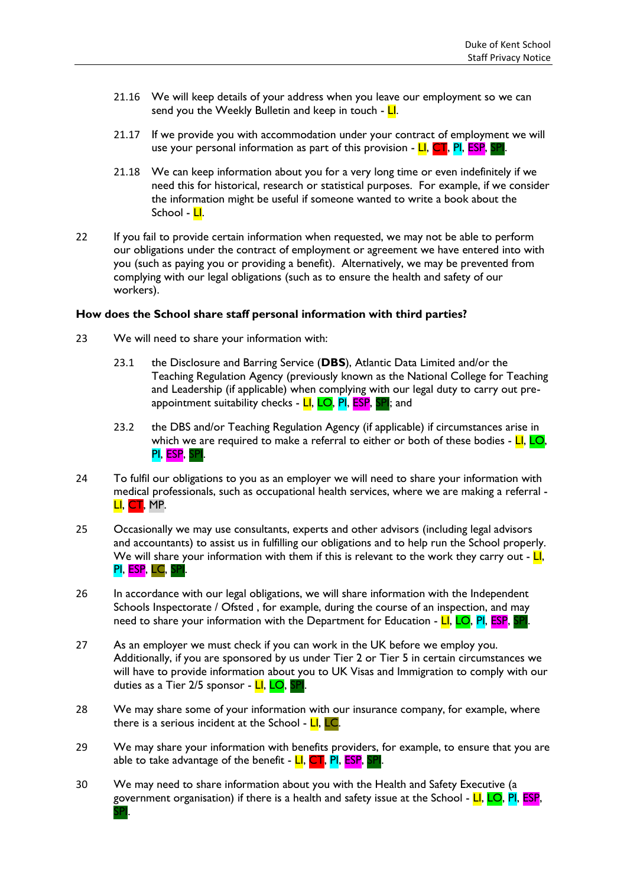21.16 We will keep details of your address when you leave our employment so we can send you the Weekly Bulletin and keep in touch - LI.

21.17 If we provide you with accommodation under your contract of employment we will use your personal information as part of this provision - LI, CT, PI, ESP, SPI.

21.18 We can keep information about you for a very long time or even indefinitely if we need this for historical, research or statistical purposes. For example, if we consider the information might be useful if someone wanted to write a book about the School - LI.

22 If you fail to provide certain information when requested, we may not be able to perform our obligations under the contract of employment or agreement we have entered into with you (such as paying you or providing a benefit). Alternatively, we may be prevented from complying with our legal obligations (such as to ensure the health and safety of our workers).

**How does the School share staff personal information with third parties?**

23 We will need to share your information with:

23.1 the Disclosure and Barring Service (**DBS**), Atlantic Data Limited and/or the Teaching Regulation Agency (previously known as the National College for Teaching and Leadership (if applicable) when complying with our legal duty to carry out pre-appointment suitability checks - LI, LO, PI, ESP, SPI; and

23.2 the DBS and/or Teaching Regulation Agency (if applicable) if circumstances arise in which we are required to make a referral to either or both of these bodies - LI, LO, PI, ESP, SPI.

24 To fulfil our obligations to you as an employer we will need to share your information with medical professionals, such as occupational health services, where we are making a referral - LI, CT, MP.

25 Occasionally we may use consultants, experts and other advisors (including legal advisors and accountants) to assist us in fulfilling our obligations and to help run the School properly. We will share your information with them if this is relevant to the work they carry out - LI, PI, ESP, LC, SPI.

26 In accordance with our legal obligations, we will share information with the Independent Schools Inspectorate / Ofsted , for example, during the course of an inspection, and may need to share your information with the Department for Education - LI, LO, PI, ESP, SPI.

27 As an employer we must check if you can work in the UK before we employ you. Additionally, if you are sponsored by us under Tier 2 or Tier 5 in certain circumstances we will have to provide information about you to UK Visas and Immigration to comply with our duties as a Tier 2/5 sponsor - LI, LO, SPI.

28 We may share some of your information with our insurance company, for example, where there is a serious incident at the School - LI, LC.

29 We may share your information with benefits providers, for example, to ensure that you are able to take advantage of the benefit - LI, CT, PI, ESP, SPI.

30 We may need to share information about you with the Health and Safety Executive (a government organisation) if there is a health and safety issue at the School - LI, LO, PI, ESP, SPI.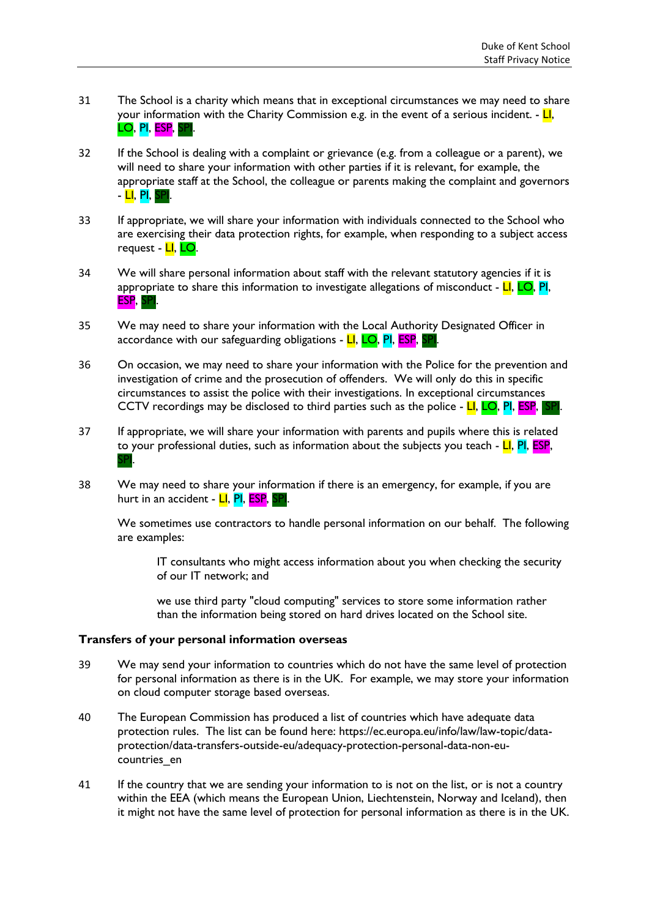31 The School is a charity which means that in exceptional circumstances we may need to share your information with the Charity Commission e.g. in the event of a serious incident. - LI, LO, PI, ESP, SPI.

32 If the School is dealing with a complaint or grievance (e.g. from a colleague or a parent), we will need to share your information with other parties if it is relevant, for example, the appropriate staff at the School, the colleague or parents making the complaint and governors - LI, PI, SPI.

33 If appropriate, we will share your information with individuals connected to the School who are exercising their data protection rights, for example, when responding to a subject access request - LI, LO.

34 We will share personal information about staff with the relevant statutory agencies if it is appropriate to share this information to investigate allegations of misconduct - LI, LO, PI, ESP, SPI.

35 We may need to share your information with the Local Authority Designated Officer in accordance with our safeguarding obligations - LI, LO, PI, ESP, SPI.

36 On occasion, we may need to share your information with the Police for the prevention and investigation of crime and the prosecution of offenders. We will only do this in specific circumstances to assist the police with their investigations. In exceptional circumstances CCTV recordings may be disclosed to third parties such as the police - LI, LO, PI, ESP, SPI.

37 If appropriate, we will share your information with parents and pupils where this is related to your professional duties, such as information about the subjects you teach - LI, PI, ESP, SPI.

38 We may need to share your information if there is an emergency, for example, if you are hurt in an accident - LI, PI, ESP, SPI.

We sometimes use contractors to handle personal information on our behalf. The following are examples:

IT consultants who might access information about you when checking the security of our IT network; and

we use third party "cloud computing" services to store some information rather than the information being stored on hard drives located on the School site.

**Transfers of your personal information overseas**

39 We may send your information to countries which do not have the same level of protection for personal information as there is in the UK. For example, we may store your information on cloud computer storage based overseas.

40 The European Commission has produced a list of countries which have adequate data protection rules. The list can be found here: https://ec.europa.eu/info/law/law-topic/data-protection/data-transfers-outside-eu/adequacy-protection-personal-data-non-eu-countries_en

41 If the country that we are sending your information to is not on the list, or is not a country within the EEA (which means the European Union, Liechtenstein, Norway and Iceland), then it might not have the same level of protection for personal information as there is in the UK.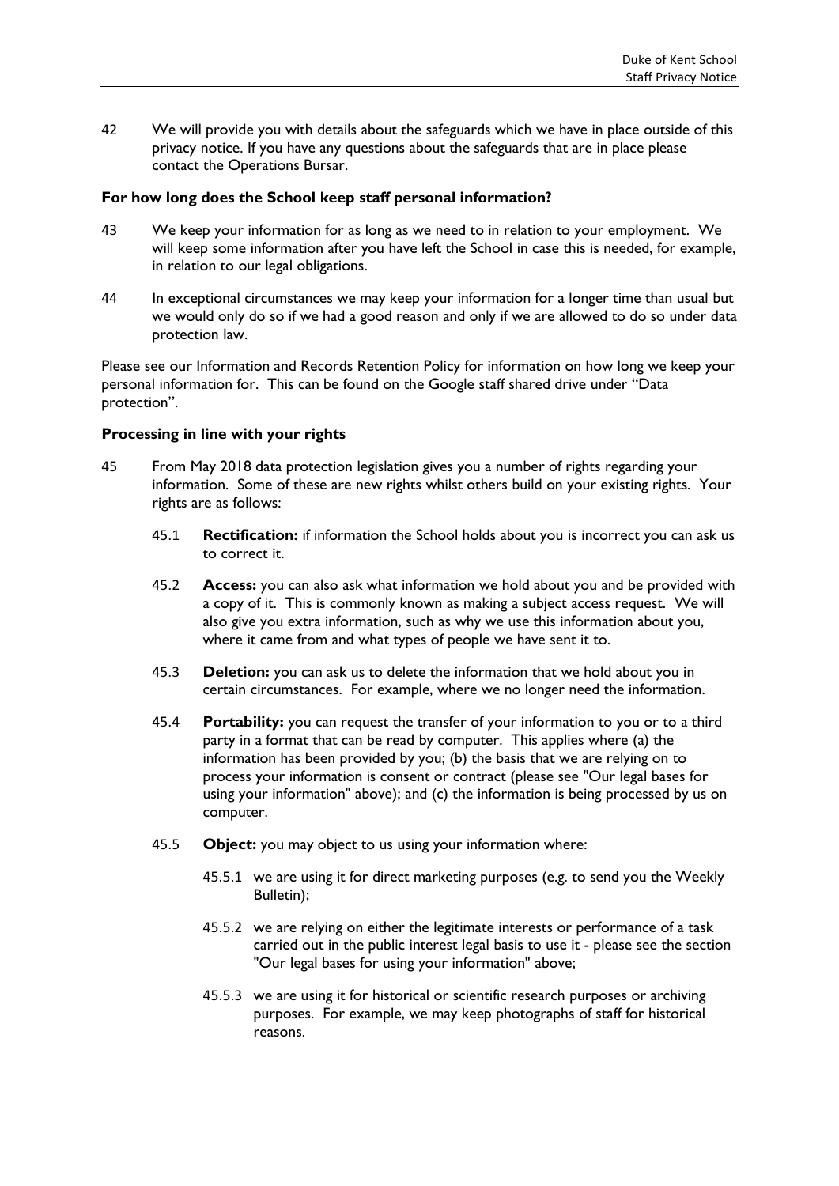42 We will provide you with details about the safeguards which we have in place outside of this privacy notice. If you have any questions about the safeguards that are in place please contact the Operations Bursar.

**For how long does the School keep staff personal information?**

43 We keep your information for as long as we need to in relation to your employment. We will keep some information after you have left the School in case this is needed, for example, in relation to our legal obligations.

44 In exceptional circumstances we may keep your information for a longer time than usual but we would only do so if we had a good reason and only if we are allowed to do so under data protection law.

Please see our Information and Records Retention Policy for information on how long we keep your personal information for. This can be found on the Google staff shared drive under "Data protection".

**Processing in line with your rights**

45 From May 2018 data protection legislation gives you a number of rights regarding your information. Some of these are new rights whilst others build on your existing rights. Your rights are as follows:

45.1 **Rectification:** if information the School holds about you is incorrect you can ask us to correct it.

45.2 **Access:** you can also ask what information we hold about you and be provided with a copy of it. This is commonly known as making a subject access request. We will also give you extra information, such as why we use this information about you, where it came from and what types of people we have sent it to.

45.3 **Deletion:** you can ask us to delete the information that we hold about you in certain circumstances. For example, where we no longer need the information.

45.4 **Portability:** you can request the transfer of your information to you or to a third party in a format that can be read by computer. This applies where (a) the information has been provided by you; (b) the basis that we are relying on to process your information is consent or contract (please see "Our legal bases for using your information" above); and (c) the information is being processed by us on computer.

45.5 **Object:** you may object to us using your information where:

45.5.1 we are using it for direct marketing purposes (e.g. to send you the Weekly Bulletin);

45.5.2 we are relying on either the legitimate interests or performance of a task carried out in the public interest legal basis to use it - please see the section "Our legal bases for using your information" above;

45.5.3 we are using it for historical or scientific research purposes or archiving purposes. For example, we may keep photographs of staff for historical reasons.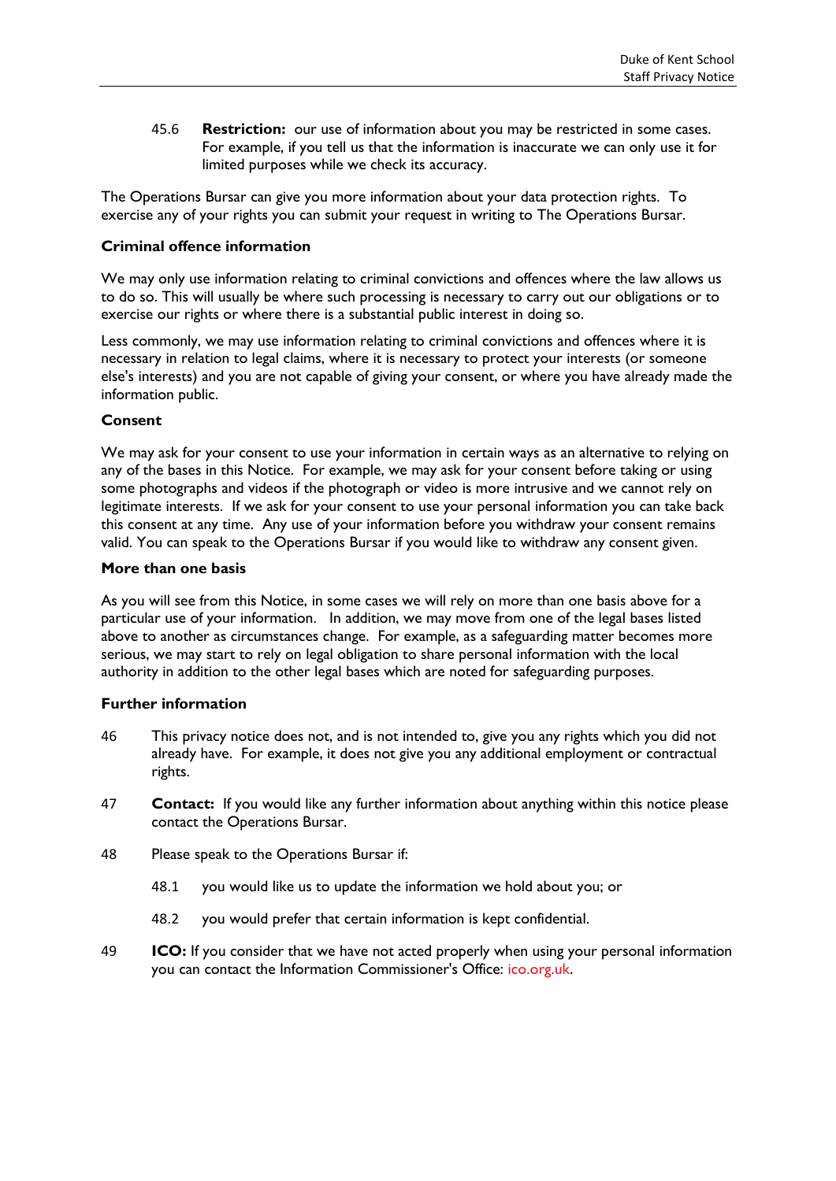45.6 **Restriction:** our use of information about you may be restricted in some cases. For example, if you tell us that the information is inaccurate we can only use it for limited purposes while we check its accuracy.

The Operations Bursar can give you more information about your data protection rights. To exercise any of your rights you can submit your request in writing to The Operations Bursar.

**Criminal offence information**

We may only use information relating to criminal convictions and offences where the law allows us to do so. This will usually be where such processing is necessary to carry out our obligations or to exercise our rights or where there is a substantial public interest in doing so.

Less commonly, we may use information relating to criminal convictions and offences where it is necessary in relation to legal claims, where it is necessary to protect your interests (or someone else's interests) and you are not capable of giving your consent, or where you have already made the information public.

**Consent**

We may ask for your consent to use your information in certain ways as an alternative to relying on any of the bases in this Notice. For example, we may ask for your consent before taking or using some photographs and videos if the photograph or video is more intrusive and we cannot rely on legitimate interests. If we ask for your consent to use your personal information you can take back this consent at any time. Any use of your information before you withdraw your consent remains valid. You can speak to the Operations Bursar if you would like to withdraw any consent given.

**More than one basis**

As you will see from this Notice, in some cases we will rely on more than one basis above for a particular use of your information. In addition, we may move from one of the legal bases listed above to another as circumstances change. For example, as a safeguarding matter becomes more serious, we may start to rely on legal obligation to share personal information with the local authority in addition to the other legal bases which are noted for safeguarding purposes.

**Further information**

46 This privacy notice does not, and is not intended to, give you any rights which you did not already have. For example, it does not give you any additional employment or contractual rights.

47 **Contact:** If you would like any further information about anything within this notice please contact the Operations Bursar.

48 Please speak to the Operations Bursar if:

48.1 you would like us to update the information we hold about you; or

48.2 you would prefer that certain information is kept confidential.

49 **ICO:** If you consider that we have not acted properly when using your personal information you can contact the Information Commissioner's Office: ico.org.uk.